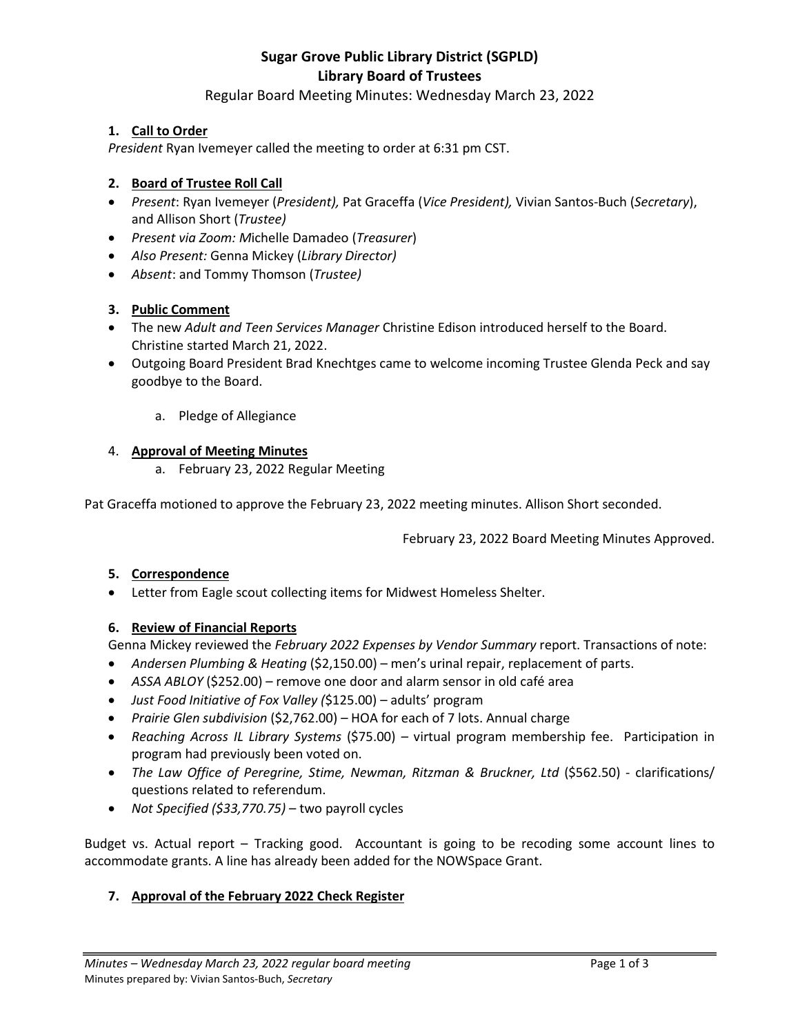# Sugar Grove Public Library District (SGPLD)
## Library Board of Trustees

Regular Board Meeting Minutes: Wednesday March 23, 2022

1. **Call to Order**

*President* Ryan Ivemeyer called the meeting to order at 6:31 pm CST.

2. **Board of Trustee Roll Call**

- *Present*: Ryan Ivemeyer (*President),* Pat Graceffa (*Vice President),* Vivian Santos-Buch (*Secretary*), and Allison Short (*Trustee)*
- *Present via Zoom: M*ichelle Damadeo (*Treasurer*)
- *Also Present:* Genna Mickey (*Library Director)*
- *Absent*: and Tommy Thomson (*Trustee)*

3. **Public Comment**

- The new *Adult and Teen Services Manager* Christine Edison introduced herself to the Board. Christine started March 21, 2022.
- Outgoing Board President Brad Knechtges came to welcome incoming Trustee Glenda Peck and say goodbye to the Board.

    a. Pledge of Allegiance

4. **Approval of Meeting Minutes**

    a. February 23, 2022 Regular Meeting

Pat Graceffa motioned to approve the February 23, 2022 meeting minutes. Allison Short seconded.

February 23, 2022 Board Meeting Minutes Approved.

5. **Correspondence**

- Letter from Eagle scout collecting items for Midwest Homeless Shelter.

6. **Review of Financial Reports**

Genna Mickey reviewed the *February 2022 Expenses by Vendor Summary* report. Transactions of note:

- *Andersen Plumbing & Heating* ($2,150.00) – men's urinal repair, replacement of parts.
- *ASSA ABLOY* ($252.00) – remove one door and alarm sensor in old café area
- *Just Food Initiative of Fox Valley (*$125.00) – adults' program
- *Prairie Glen subdivision* ($2,762.00) – HOA for each of 7 lots. Annual charge
- *Reaching Across IL Library Systems* ($75.00) – virtual program membership fee. Participation in program had previously been voted on.
- *The Law Office of Peregrine, Stime, Newman, Ritzman & Bruckner, Ltd* ($562.50) - clarifications/ questions related to referendum.
- *Not Specified ($33,770.75)* – two payroll cycles

Budget vs. Actual report – Tracking good. Accountant is going to be recoding some account lines to accommodate grants. A line has already been added for the NOWSpace Grant.

7. **Approval of the February 2022 Check Register**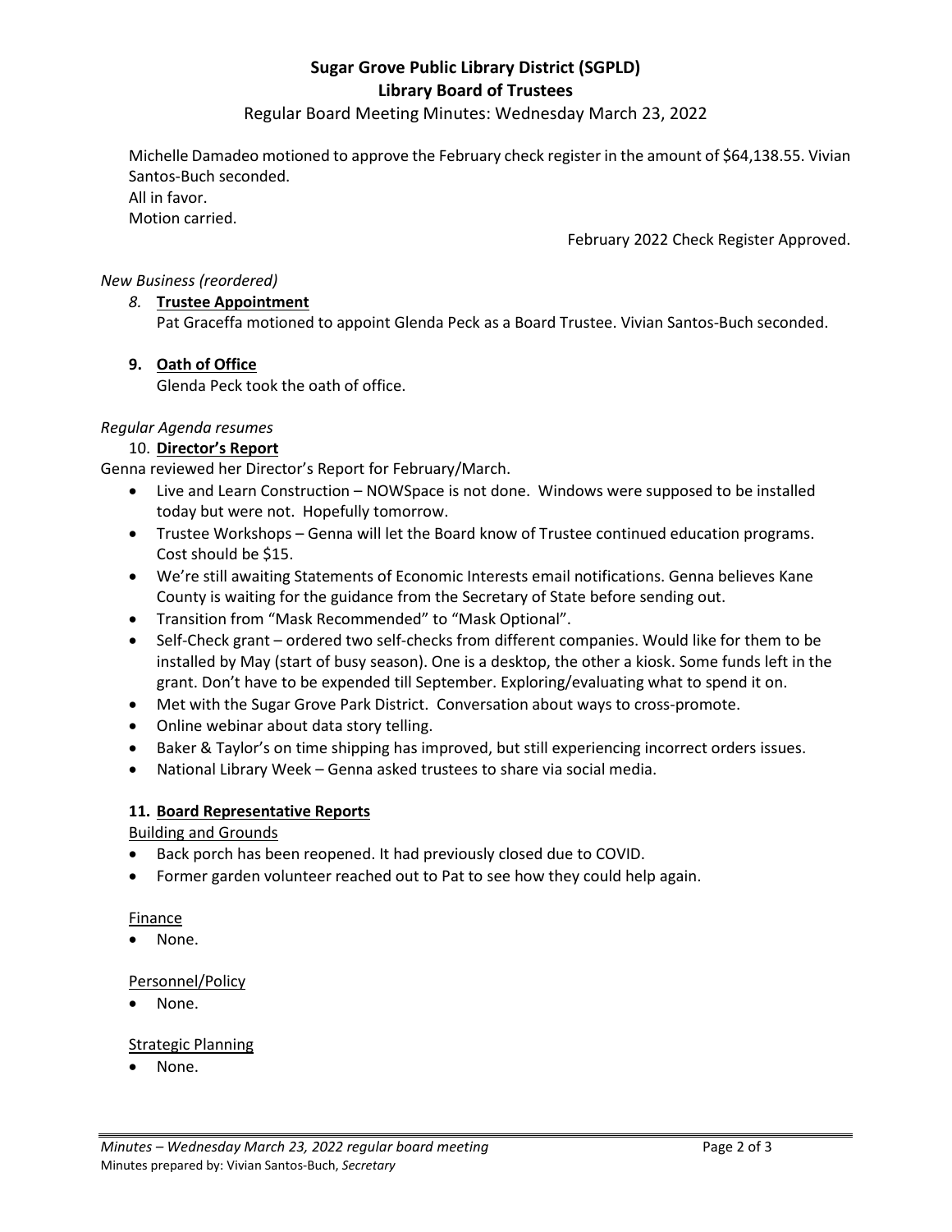Michelle Damadeo motioned to approve the February check register in the amount of $64,138.55. Vivian Santos-Buch seconded.
All in favor.
Motion carried.

February 2022 Check Register Approved.

*New Business (reordered)*

8. **Trustee Appointment**
   Pat Graceffa motioned to appoint Glenda Peck as a Board Trustee. Vivian Santos-Buch seconded.

9. **Oath of Office**
   Glenda Peck took the oath of office.

*Regular Agenda resumes*

10. **Director's Report**

Genna reviewed her Director's Report for February/March.

- Live and Learn Construction – NOWSpace is not done. Windows were supposed to be installed today but were not. Hopefully tomorrow.
- Trustee Workshops – Genna will let the Board know of Trustee continued education programs. Cost should be $15.
- We're still awaiting Statements of Economic Interests email notifications. Genna believes Kane County is waiting for the guidance from the Secretary of State before sending out.
- Transition from "Mask Recommended" to "Mask Optional".
- Self-Check grant – ordered two self-checks from different companies. Would like for them to be installed by May (start of busy season). One is a desktop, the other a kiosk. Some funds left in the grant. Don't have to be expended till September. Exploring/evaluating what to spend it on.
- Met with the Sugar Grove Park District. Conversation about ways to cross-promote.
- Online webinar about data story telling.
- Baker & Taylor's on time shipping has improved, but still experiencing incorrect orders issues.
- National Library Week – Genna asked trustees to share via social media.

**11. Board Representative Reports**

Building and Grounds

- Back porch has been reopened. It had previously closed due to COVID.
- Former garden volunteer reached out to Pat to see how they could help again.

Finance

- None.

Personnel/Policy

- None.

Strategic Planning

- None.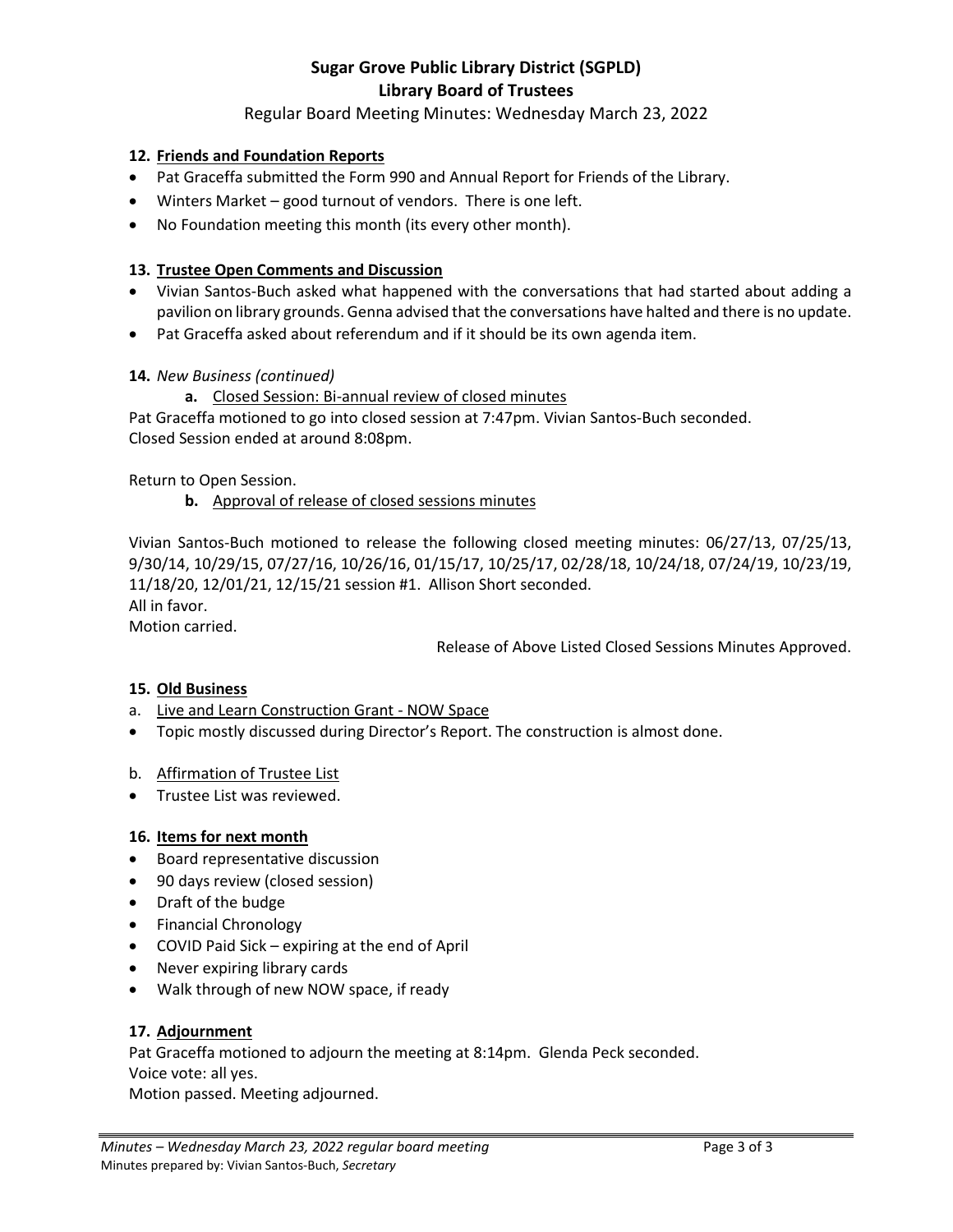# Sugar Grove Public Library District (SGPLD)
## Library Board of Trustees

Regular Board Meeting Minutes: Wednesday March 23, 2022

**12. Friends and Foundation Reports**

- Pat Graceffa submitted the Form 990 and Annual Report for Friends of the Library.
- Winters Market – good turnout of vendors. There is one left.
- No Foundation meeting this month (its every other month).

**13. Trustee Open Comments and Discussion**

- Vivian Santos-Buch asked what happened with the conversations that had started about adding a pavilion on library grounds. Genna advised that the conversations have halted and there is no update.
- Pat Graceffa asked about referendum and if it should be its own agenda item.

**14.** *New Business (continued)*

**a.** Closed Session: Bi-annual review of closed minutes

Pat Graceffa motioned to go into closed session at 7:47pm. Vivian Santos-Buch seconded.
Closed Session ended at around 8:08pm.

Return to Open Session.

**b.** Approval of release of closed sessions minutes

Vivian Santos-Buch motioned to release the following closed meeting minutes: 06/27/13, 07/25/13, 9/30/14, 10/29/15, 07/27/16, 10/26/16, 01/15/17, 10/25/17, 02/28/18, 10/24/18, 07/24/19, 10/23/19, 11/18/20, 12/01/21, 12/15/21 session #1. Allison Short seconded.
All in favor.
Motion carried.

Release of Above Listed Closed Sessions Minutes Approved.

**15. Old Business**

a. Live and Learn Construction Grant - NOW Space

- Topic mostly discussed during Director's Report. The construction is almost done.

b. Affirmation of Trustee List

- Trustee List was reviewed.

**16. Items for next month**

- Board representative discussion
- 90 days review (closed session)
- Draft of the budge
- Financial Chronology
- COVID Paid Sick – expiring at the end of April
- Never expiring library cards
- Walk through of new NOW space, if ready

**17. Adjournment**

Pat Graceffa motioned to adjourn the meeting at 8:14pm. Glenda Peck seconded.
Voice vote: all yes.
Motion passed. Meeting adjourned.

*Minutes – Wednesday March 23, 2022 regular board meeting*
Minutes prepared by: Vivian Santos-Buch, *Secretary*